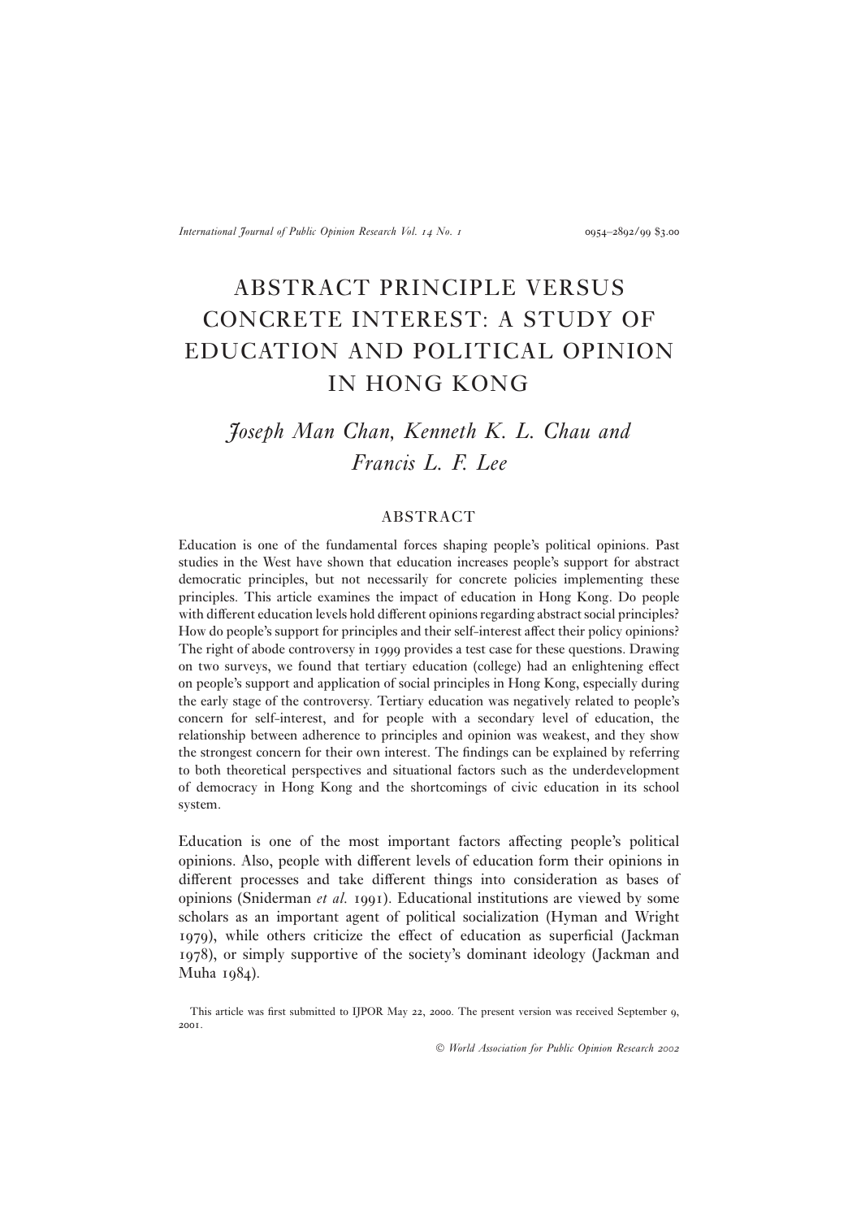# ABSTRACT PRINCIPLE VERSUS CONCRETE INTEREST: A STUDY OF EDUCATION AND POLITICAL OPINION IN HONG KONG

*Joseph Man Chan, Kenneth K. L. Chau and Francis L. F. Lee*

## ABSTRACT

Education is one of the fundamental forces shaping people's political opinions. Past studies in the West have shown that education increases people's support for abstract democratic principles, but not necessarily for concrete policies implementing these principles. This article examines the impact of education in Hong Kong. Do people with different education levels hold different opinions regarding abstract social principles? How do people's support for principles and their self-interest affect their policy opinions? The right of abode controversy in 1999 provides a test case for these questions. Drawing on two surveys, we found that tertiary education (college) had an enlightening effect on people's support and application of social principles in Hong Kong, especially during the early stage of the controversy. Tertiary education was negatively related to people's concern for self-interest, and for people with a secondary level of education, the relationship between adherence to principles and opinion was weakest, and they show the strongest concern for their own interest. The findings can be explained by referring to both theoretical perspectives and situational factors such as the underdevelopment of democracy in Hong Kong and the shortcomings of civic education in its school system.

Education is one of the most important factors affecting people's political opinions. Also, people with different levels of education form their opinions in different processes and take different things into consideration as bases of opinions (Sniderman *et al.* 1991). Educational institutions are viewed by some scholars as an important agent of political socialization (Hyman and Wright 1979), while others criticize the effect of education as superficial (Jackman 1978), or simply supportive of the society's dominant ideology (Jackman and Muha 1984).

This article was first submitted to IJPOR May 22, 2000. The present version was received September 9, 2001.

© *World Association for Public Opinion Research 2002*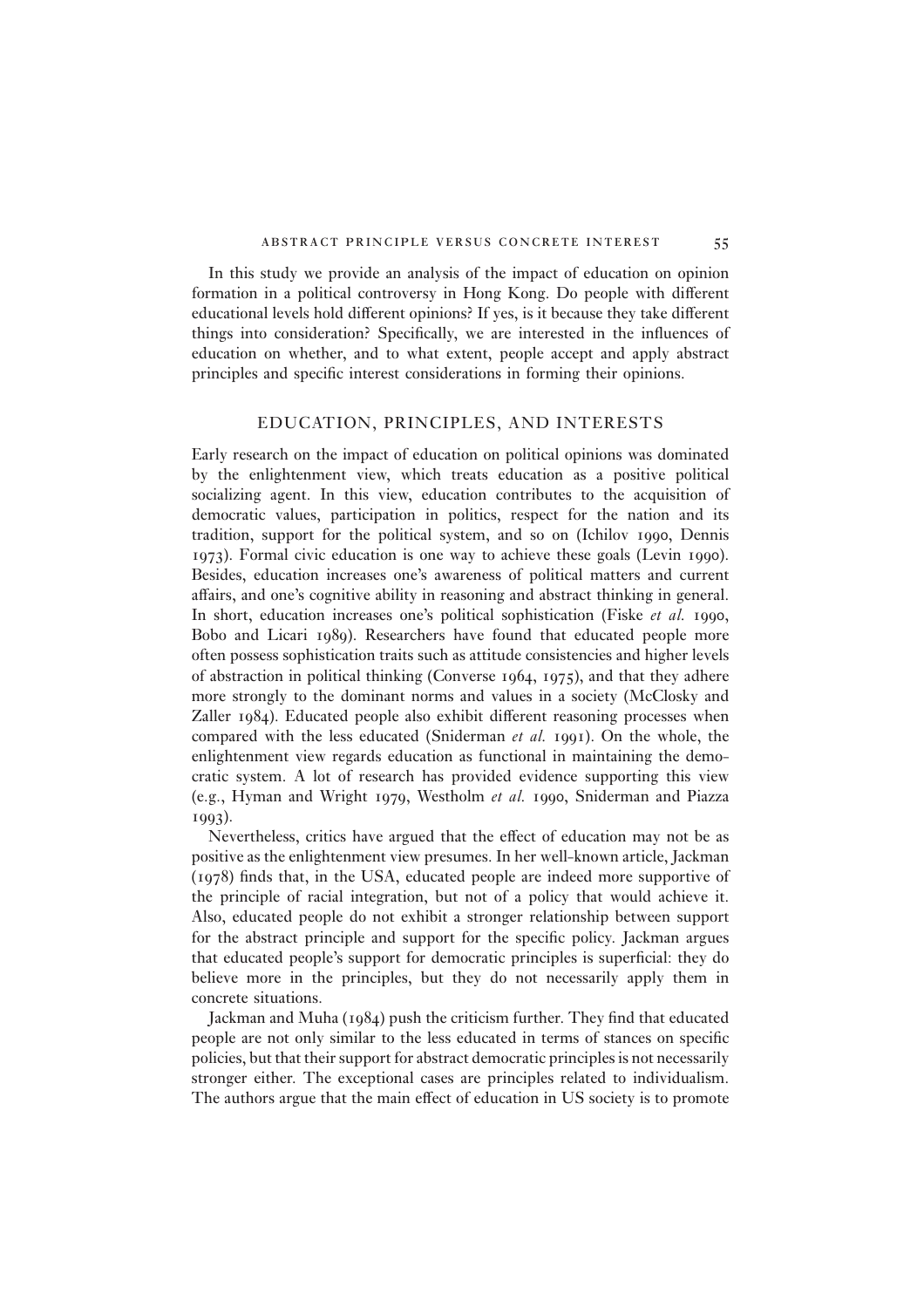In this study we provide an analysis of the impact of education on opinion formation in a political controversy in Hong Kong. Do people with different educational levels hold different opinions? If yes, is it because they take different things into consideration? Specifically, we are interested in the influences of education on whether, and to what extent, people accept and apply abstract principles and specific interest considerations in forming their opinions.

## EDUCATION, PRINCIPLES, AND INTERESTS

Early research on the impact of education on political opinions was dominated by the enlightenment view, which treats education as a positive political socializing agent. In this view, education contributes to the acquisition of democratic values, participation in politics, respect for the nation and its tradition, support for the political system, and so on (Ichilov 1990, Dennis 1973). Formal civic education is one way to achieve these goals (Levin 1990). Besides, education increases one's awareness of political matters and current affairs, and one's cognitive ability in reasoning and abstract thinking in general. In short, education increases one's political sophistication (Fiske *et al.* 1990, Bobo and Licari 1989). Researchers have found that educated people more often possess sophistication traits such as attitude consistencies and higher levels of abstraction in political thinking (Converse 1964, 1975), and that they adhere more strongly to the dominant norms and values in a society (McClosky and Zaller 1984). Educated people also exhibit different reasoning processes when compared with the less educated (Sniderman *et al.* 1991). On the whole, the enlightenment view regards education as functional in maintaining the democratic system. A lot of research has provided evidence supporting this view (e.g., Hyman and Wright 1979, Westholm *et al.* 1990, Sniderman and Piazza 1993).

Nevertheless, critics have argued that the effect of education may not be as positive as the enlightenment view presumes. In her well-known article, Jackman (1978) finds that, in the USA, educated people are indeed more supportive of the principle of racial integration, but not of a policy that would achieve it. Also, educated people do not exhibit a stronger relationship between support for the abstract principle and support for the specific policy. Jackman argues that educated people's support for democratic principles is superficial: they do believe more in the principles, but they do not necessarily apply them in concrete situations.

Jackman and Muha (1984) push the criticism further. They find that educated people are not only similar to the less educated in terms of stances on specific policies, but that their support for abstract democratic principles is not necessarily stronger either. The exceptional cases are principles related to individualism. The authors argue that the main effect of education in US society is to promote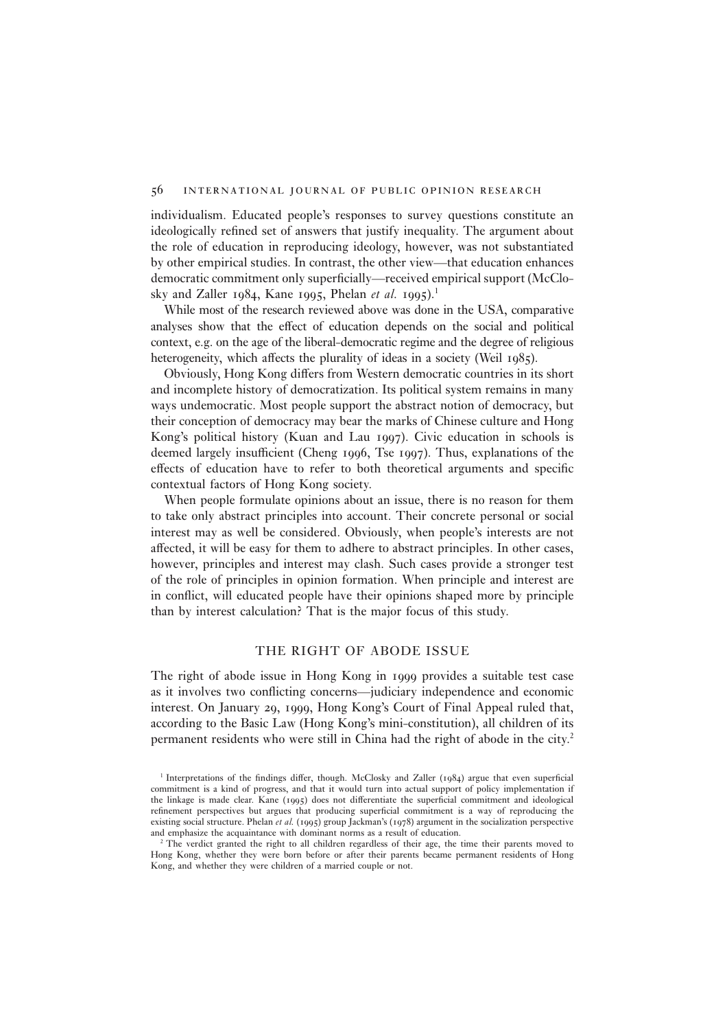individualism. Educated people's responses to survey questions constitute an ideologically refined set of answers that justify inequality. The argument about the role of education in reproducing ideology, however, was not substantiated by other empirical studies. In contrast, the other view—that education enhances democratic commitment only superficially—received empirical support (McClosky and Zaller 1984, Kane 1995, Phelan *et al.* 1995).[1]

While most of the research reviewed above was done in the USA, comparative analyses show that the effect of education depends on the social and political context, e.g. on the age of the liberal-democratic regime and the degree of religious heterogeneity, which affects the plurality of ideas in a society (Weil 1985).

Obviously, Hong Kong differs from Western democratic countries in its short and incomplete history of democratization. Its political system remains in many ways undemocratic. Most people support the abstract notion of democracy, but their conception of democracy may bear the marks of Chinese culture and Hong Kong's political history (Kuan and Lau 1997). Civic education in schools is deemed largely insufficient (Cheng 1996, Tse 1997). Thus, explanations of the effects of education have to refer to both theoretical arguments and specific contextual factors of Hong Kong society.

When people formulate opinions about an issue, there is no reason for them to take only abstract principles into account. Their concrete personal or social interest may as well be considered. Obviously, when people's interests are not affected, it will be easy for them to adhere to abstract principles. In other cases, however, principles and interest may clash. Such cases provide a stronger test of the role of principles in opinion formation. When principle and interest are in conflict, will educated people have their opinions shaped more by principle than by interest calculation? That is the major focus of this study.

## THE RIGHT OF ABODE ISSUE

The right of abode issue in Hong Kong in 1999 provides a suitable test case as it involves two conflicting concerns—judiciary independence and economic interest. On January 29, 1999, Hong Kong's Court of Final Appeal ruled that, according to the Basic Law (Hong Kong's mini-constitution), all children of its permanent residents who were still in China had the right of abode in the city.[2]

[1] Interpretations of the findings differ, though. McClosky and Zaller (1984) argue that even superficial commitment is a kind of progress, and that it would turn into actual support of policy implementation if the linkage is made clear. Kane (1995) does not differentiate the superficial commitment and ideological refinement perspectives but argues that producing superficial commitment is a way of reproducing the existing social structure. Phelan *et al.* (1995) group Jackman's (1978) argument in the socialization perspective and emphasize the acquaintance with dominant norms as a result of education.

[2] The verdict granted the right to all children regardless of their age, the time their parents moved to Hong Kong, whether they were born before or after their parents became permanent residents of Hong Kong, and whether they were children of a married couple or not.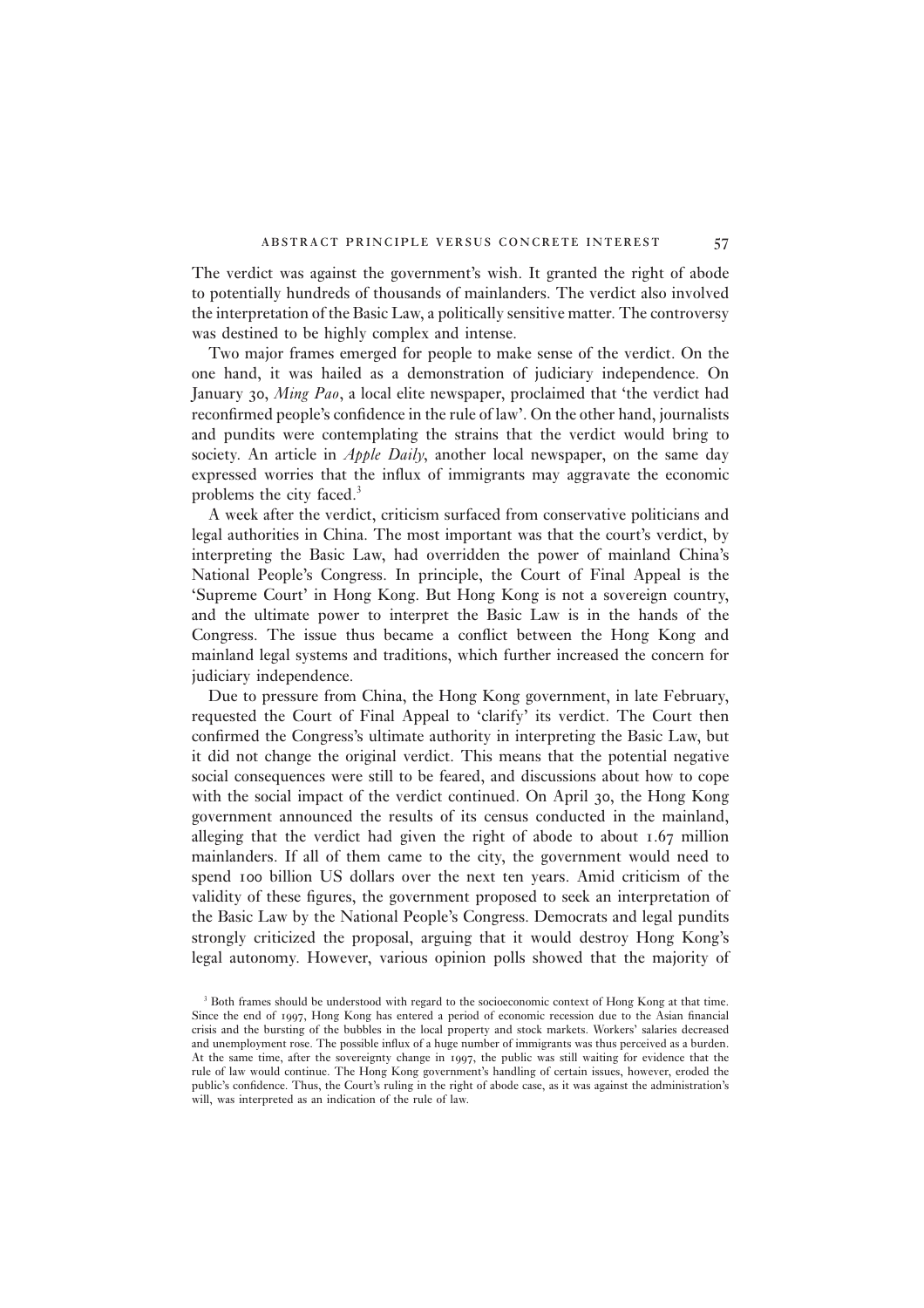The verdict was against the government's wish. It granted the right of abode to potentially hundreds of thousands of mainlanders. The verdict also involved the interpretation of the Basic Law, a politically sensitive matter. The controversy was destined to be highly complex and intense.

Two major frames emerged for people to make sense of the verdict. On the one hand, it was hailed as a demonstration of judiciary independence. On January 30, *Ming Pao*, a local elite newspaper, proclaimed that 'the verdict had reconfirmed people's confidence in the rule of law'. On the other hand, journalists and pundits were contemplating the strains that the verdict would bring to society. An article in *Apple Daily*, another local newspaper, on the same day expressed worries that the influx of immigrants may aggravate the economic problems the city faced.[3]

A week after the verdict, criticism surfaced from conservative politicians and legal authorities in China. The most important was that the court's verdict, by interpreting the Basic Law, had overridden the power of mainland China's National People's Congress. In principle, the Court of Final Appeal is the 'Supreme Court' in Hong Kong. But Hong Kong is not a sovereign country, and the ultimate power to interpret the Basic Law is in the hands of the Congress. The issue thus became a conflict between the Hong Kong and mainland legal systems and traditions, which further increased the concern for judiciary independence.

Due to pressure from China, the Hong Kong government, in late February, requested the Court of Final Appeal to 'clarify' its verdict. The Court then confirmed the Congress's ultimate authority in interpreting the Basic Law, but it did not change the original verdict. This means that the potential negative social consequences were still to be feared, and discussions about how to cope with the social impact of the verdict continued. On April 30, the Hong Kong government announced the results of its census conducted in the mainland, alleging that the verdict had given the right of abode to about 1.67 million mainlanders. If all of them came to the city, the government would need to spend 100 billion US dollars over the next ten years. Amid criticism of the validity of these figures, the government proposed to seek an interpretation of the Basic Law by the National People's Congress. Democrats and legal pundits strongly criticized the proposal, arguing that it would destroy Hong Kong's legal autonomy. However, various opinion polls showed that the majority of

[3] Both frames should be understood with regard to the socioeconomic context of Hong Kong at that time. Since the end of 1997, Hong Kong has entered a period of economic recession due to the Asian financial crisis and the bursting of the bubbles in the local property and stock markets. Workers' salaries decreased and unemployment rose. The possible influx of a huge number of immigrants was thus perceived as a burden. At the same time, after the sovereignty change in 1997, the public was still waiting for evidence that the rule of law would continue. The Hong Kong government's handling of certain issues, however, eroded the public's confidence. Thus, the Court's ruling in the right of abode case, as it was against the administration's will, was interpreted as an indication of the rule of law.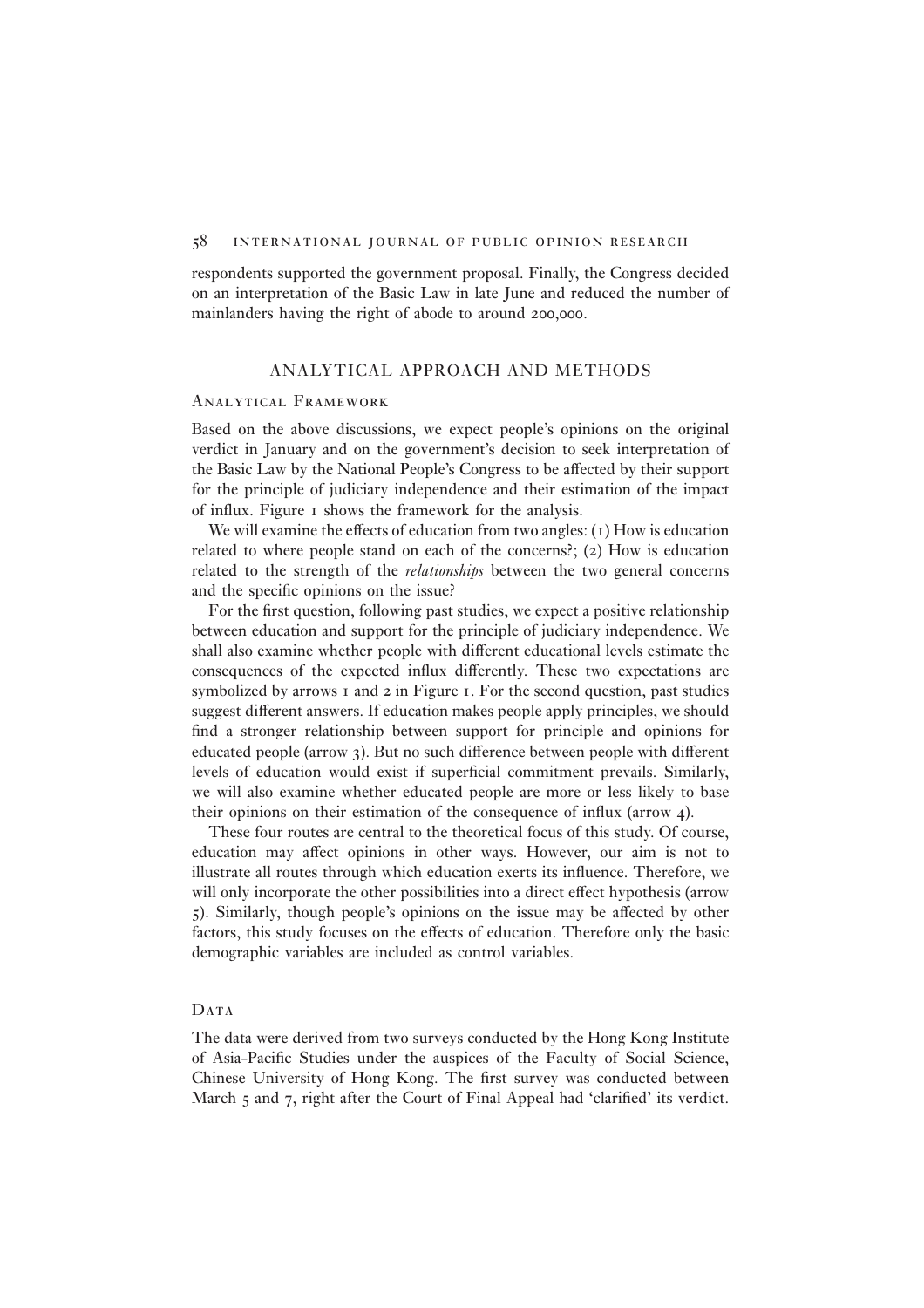respondents supported the government proposal. Finally, the Congress decided on an interpretation of the Basic Law in late June and reduced the number of mainlanders having the right of abode to around 200,000.

## ANALYTICAL APPROACH AND METHODS

### Analytical Framework

Based on the above discussions, we expect people's opinions on the original verdict in January and on the government's decision to seek interpretation of the Basic Law by the National People's Congress to be affected by their support for the principle of judiciary independence and their estimation of the impact of influx. Figure 1 shows the framework for the analysis.

We will examine the effects of education from two angles: (1) How is education related to where people stand on each of the concerns?; (2) How is education related to the strength of the *relationships* between the two general concerns and the specific opinions on the issue?

For the first question, following past studies, we expect a positive relationship between education and support for the principle of judiciary independence. We shall also examine whether people with different educational levels estimate the consequences of the expected influx differently. These two expectations are symbolized by arrows 1 and 2 in Figure 1. For the second question, past studies suggest different answers. If education makes people apply principles, we should find a stronger relationship between support for principle and opinions for educated people (arrow 3). But no such difference between people with different levels of education would exist if superficial commitment prevails. Similarly, we will also examine whether educated people are more or less likely to base their opinions on their estimation of the consequence of influx (arrow 4).

These four routes are central to the theoretical focus of this study. Of course, education may affect opinions in other ways. However, our aim is not to illustrate all routes through which education exerts its influence. Therefore, we will only incorporate the other possibilities into a direct effect hypothesis (arrow 5). Similarly, though people's opinions on the issue may be affected by other factors, this study focuses on the effects of education. Therefore only the basic demographic variables are included as control variables.

### Data

The data were derived from two surveys conducted by the Hong Kong Institute of Asia-Pacific Studies under the auspices of the Faculty of Social Science, Chinese University of Hong Kong. The first survey was conducted between March 5 and 7, right after the Court of Final Appeal had 'clarified' its verdict.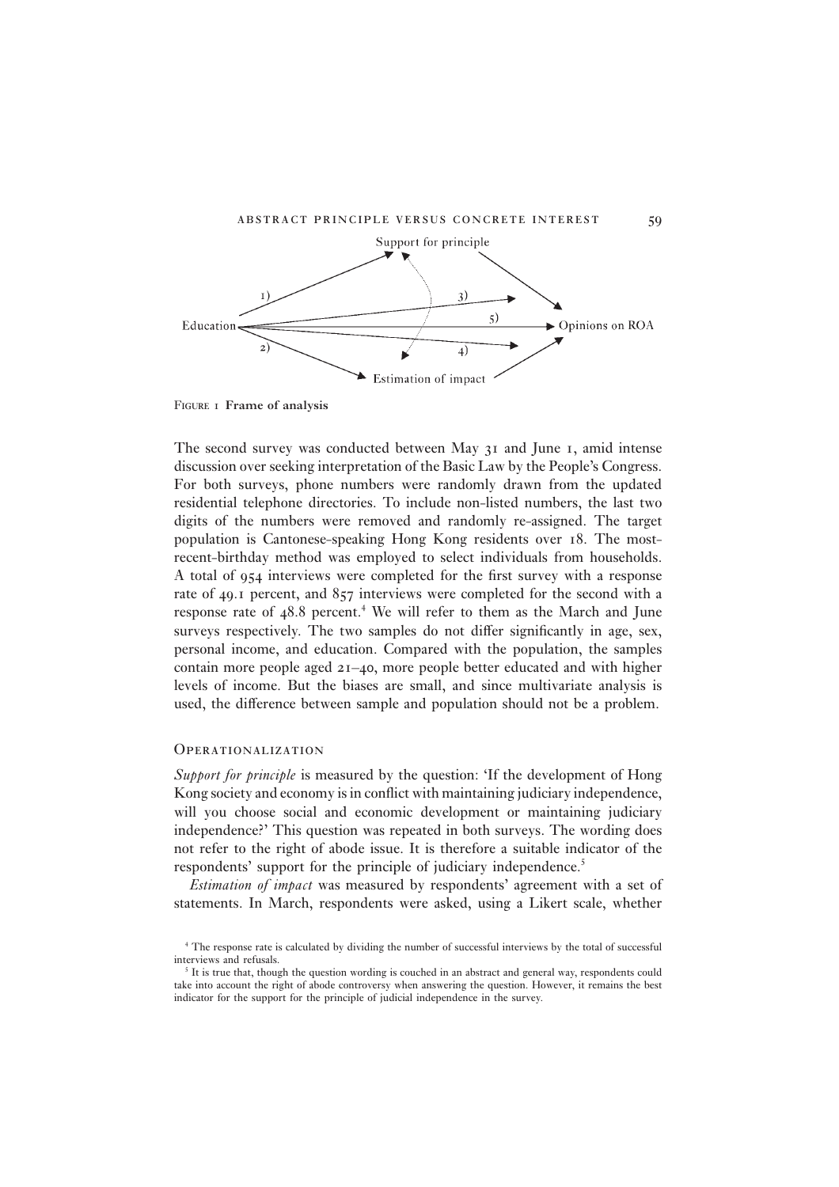Support for principle

1) 3)

Education 5) Opinions on ROA

2) 4)

Estimation of impact

Figure 1 **Frame of analysis**

The second survey was conducted between May 31 and June 1, amid intense discussion over seeking interpretation of the Basic Law by the People's Congress. For both surveys, phone numbers were randomly drawn from the updated residential telephone directories. To include non-listed numbers, the last two digits of the numbers were removed and randomly re-assigned. The target population is Cantonese-speaking Hong Kong residents over 18. The most-recent-birthday method was employed to select individuals from households. A total of 954 interviews were completed for the first survey with a response rate of 49.1 percent, and 857 interviews were completed for the second with a response rate of 48.8 percent.[4] We will refer to them as the March and June surveys respectively. The two samples do not differ significantly in age, sex, personal income, and education. Compared with the population, the samples contain more people aged 21–40, more people better educated and with higher levels of income. But the biases are small, and since multivariate analysis is used, the difference between sample and population should not be a problem.

## Operationalization

*Support for principle* is measured by the question: 'If the development of Hong Kong society and economy is in conflict with maintaining judiciary independence, will you choose social and economic development or maintaining judiciary independence?' This question was repeated in both surveys. The wording does not refer to the right of abode issue. It is therefore a suitable indicator of the respondents' support for the principle of judiciary independence.[5]

*Estimation of impact* was measured by respondents' agreement with a set of statements. In March, respondents were asked, using a Likert scale, whether

[4] The response rate is calculated by dividing the number of successful interviews by the total of successful interviews and refusals.

[5] It is true that, though the question wording is couched in an abstract and general way, respondents could take into account the right of abode controversy when answering the question. However, it remains the best indicator for the support for the principle of judicial independence in the survey.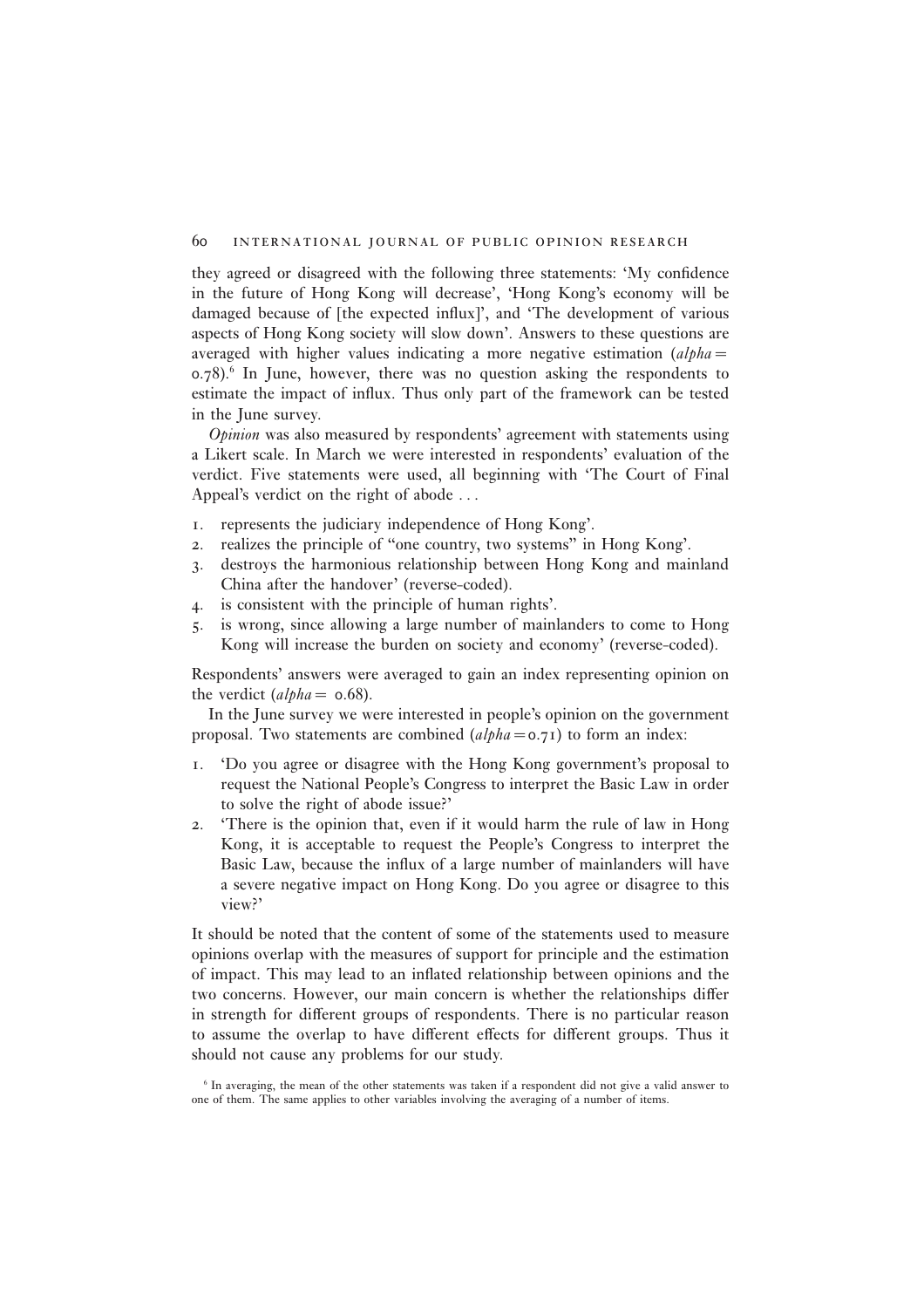they agreed or disagreed with the following three statements: 'My confidence in the future of Hong Kong will decrease', 'Hong Kong's economy will be damaged because of [the expected influx]', and 'The development of various aspects of Hong Kong society will slow down'. Answers to these questions are averaged with higher values indicating a more negative estimation (*alpha* = 0.78).[6] In June, however, there was no question asking the respondents to estimate the impact of influx. Thus only part of the framework can be tested in the June survey.

*Opinion* was also measured by respondents' agreement with statements using a Likert scale. In March we were interested in respondents' evaluation of the verdict. Five statements were used, all beginning with 'The Court of Final Appeal's verdict on the right of abode . . .

1. represents the judiciary independence of Hong Kong'.
2. realizes the principle of "one country, two systems" in Hong Kong'.
3. destroys the harmonious relationship between Hong Kong and mainland China after the handover' (reverse-coded).
4. is consistent with the principle of human rights'.
5. is wrong, since allowing a large number of mainlanders to come to Hong Kong will increase the burden on society and economy' (reverse-coded).

Respondents' answers were averaged to gain an index representing opinion on the verdict (*alpha* = 0.68).

In the June survey we were interested in people's opinion on the government proposal. Two statements are combined (*alpha* = 0.71) to form an index:

1. 'Do you agree or disagree with the Hong Kong government's proposal to request the National People's Congress to interpret the Basic Law in order to solve the right of abode issue?'
2. 'There is the opinion that, even if it would harm the rule of law in Hong Kong, it is acceptable to request the People's Congress to interpret the Basic Law, because the influx of a large number of mainlanders will have a severe negative impact on Hong Kong. Do you agree or disagree to this view?'

It should be noted that the content of some of the statements used to measure opinions overlap with the measures of support for principle and the estimation of impact. This may lead to an inflated relationship between opinions and the two concerns. However, our main concern is whether the relationships differ in strength for different groups of respondents. There is no particular reason to assume the overlap to have different effects for different groups. Thus it should not cause any problems for our study.

[6] In averaging, the mean of the other statements was taken if a respondent did not give a valid answer to one of them. The same applies to other variables involving the averaging of a number of items.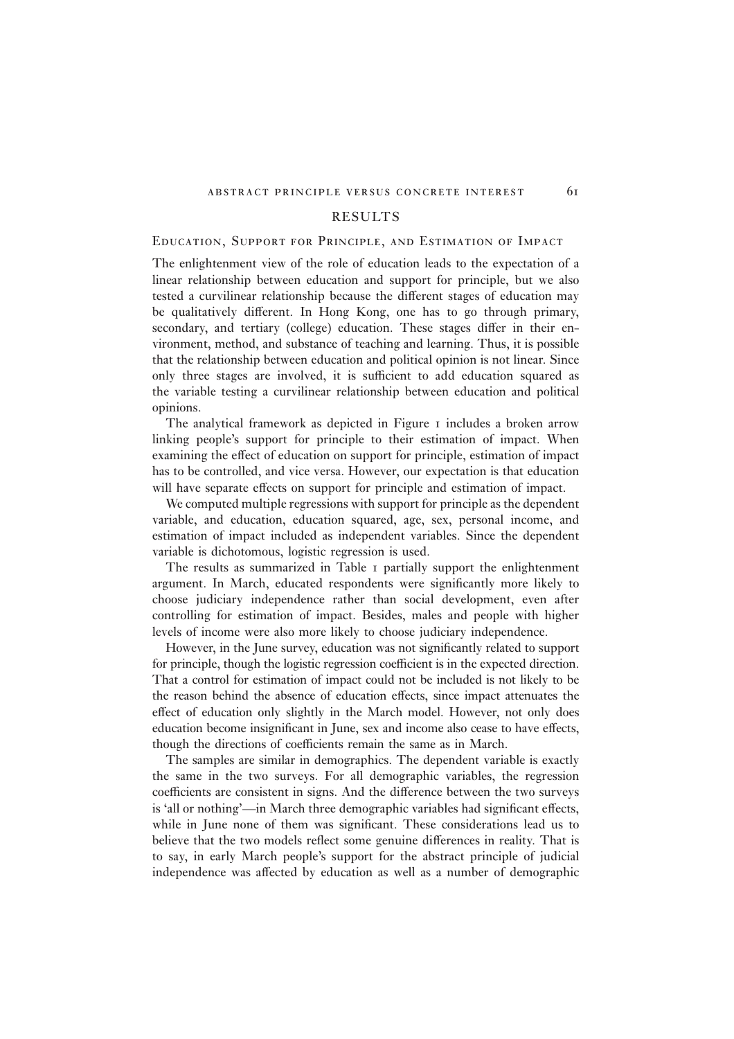# RESULTS

## Education, Support for Principle, and Estimation of Impact

The enlightenment view of the role of education leads to the expectation of a linear relationship between education and support for principle, but we also tested a curvilinear relationship because the different stages of education may be qualitatively different. In Hong Kong, one has to go through primary, secondary, and tertiary (college) education. These stages differ in their environment, method, and substance of teaching and learning. Thus, it is possible that the relationship between education and political opinion is not linear. Since only three stages are involved, it is sufficient to add education squared as the variable testing a curvilinear relationship between education and political opinions.

The analytical framework as depicted in Figure 1 includes a broken arrow linking people's support for principle to their estimation of impact. When examining the effect of education on support for principle, estimation of impact has to be controlled, and vice versa. However, our expectation is that education will have separate effects on support for principle and estimation of impact.

We computed multiple regressions with support for principle as the dependent variable, and education, education squared, age, sex, personal income, and estimation of impact included as independent variables. Since the dependent variable is dichotomous, logistic regression is used.

The results as summarized in Table 1 partially support the enlightenment argument. In March, educated respondents were significantly more likely to choose judiciary independence rather than social development, even after controlling for estimation of impact. Besides, males and people with higher levels of income were also more likely to choose judiciary independence.

However, in the June survey, education was not significantly related to support for principle, though the logistic regression coefficient is in the expected direction. That a control for estimation of impact could not be included is not likely to be the reason behind the absence of education effects, since impact attenuates the effect of education only slightly in the March model. However, not only does education become insignificant in June, sex and income also cease to have effects, though the directions of coefficients remain the same as in March.

The samples are similar in demographics. The dependent variable is exactly the same in the two surveys. For all demographic variables, the regression coefficients are consistent in signs. And the difference between the two surveys is 'all or nothing'—in March three demographic variables had significant effects, while in June none of them was significant. These considerations lead us to believe that the two models reflect some genuine differences in reality. That is to say, in early March people's support for the abstract principle of judicial independence was affected by education as well as a number of demographic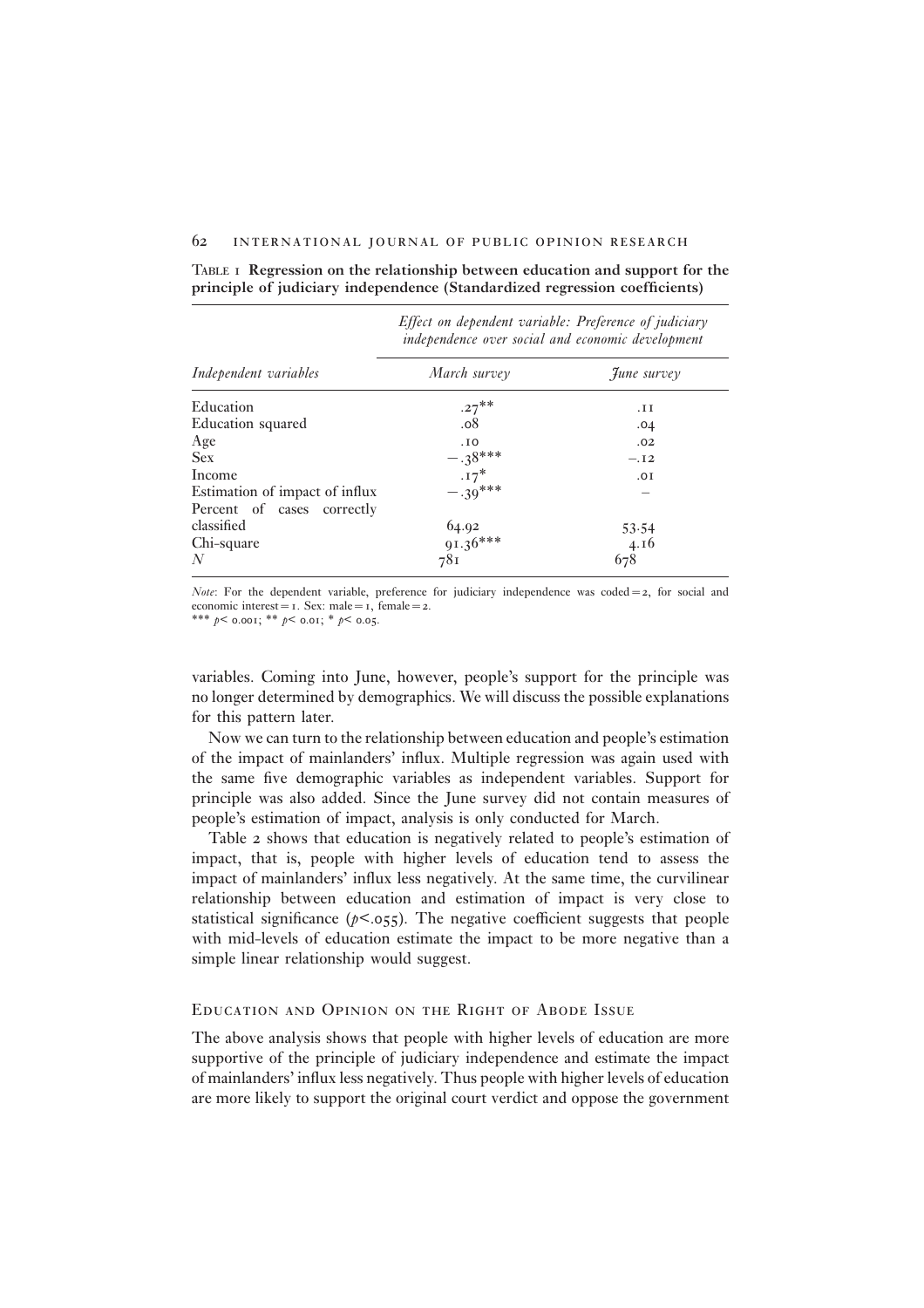Table 1 **Regression on the relationship between education and support for the principle of judiciary independence (Standardized regression coefficients)**

| Independent variables | *Effect on dependent variable: Preference of judiciary independence over social and economic development* | |
|---|---|---|
| | *March survey* | *June survey* |
| Education | .27** | .11 |
| Education squared | .08 | .04 |
| Age | .10 | .02 |
| Sex | −.38*** | −.12 |
| Income | .17* | .01 |
| Estimation of impact of influx | −.39*** | – |
| Percent of cases correctly classified | 64.92 | 53.54 |
| Chi-square | 91.36*** | 4.16 |
| *N* | 781 | 678 |

*Note*: For the dependent variable, preference for judiciary independence was coded = 2, for social and economic interest = 1. Sex: male = 1, female = 2.
*** $p < 0.001$; ** $p < 0.01$; * $p < 0.05$.

variables. Coming into June, however, people's support for the principle was no longer determined by demographics. We will discuss the possible explanations for this pattern later.

Now we can turn to the relationship between education and people's estimation of the impact of mainlanders' influx. Multiple regression was again used with the same five demographic variables as independent variables. Support for principle was also added. Since the June survey did not contain measures of people's estimation of impact, analysis is only conducted for March.

Table 2 shows that education is negatively related to people's estimation of impact, that is, people with higher levels of education tend to assess the impact of mainlanders' influx less negatively. At the same time, the curvilinear relationship between education and estimation of impact is very close to statistical significance ($p < .055$). The negative coefficient suggests that people with mid-levels of education estimate the impact to be more negative than a simple linear relationship would suggest.

## Education and Opinion on the Right of Abode Issue

The above analysis shows that people with higher levels of education are more supportive of the principle of judiciary independence and estimate the impact of mainlanders' influx less negatively. Thus people with higher levels of education are more likely to support the original court verdict and oppose the government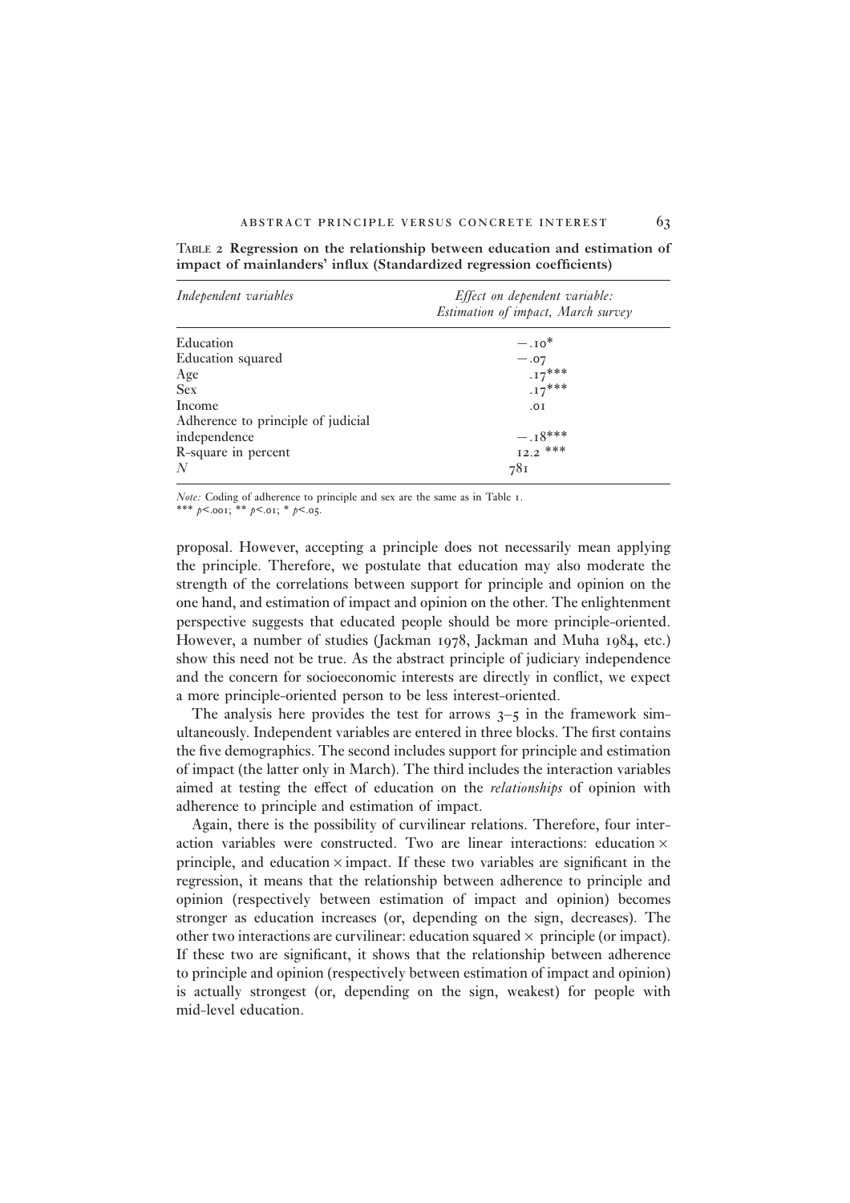Table 2 **Regression on the relationship between education and estimation of impact of mainlanders' influx (Standardized regression coefficients)**

| *Independent variables* | *Effect on dependent variable: Estimation of impact, March survey* |
|---|---|
| Education | −.10* |
| Education squared | −.07 |
| Age | .17*** |
| Sex | .17*** |
| Income | .01 |
| Adherence to principle of judicial independence | −.18*** |
| R-square in percent | 12.2 *** |
| $N$ | 781 |

*Note:* Coding of adherence to principle and sex are the same as in Table 1.
*** $p<.001$; ** $p<.01$; * $p<.05$.

proposal. However, accepting a principle does not necessarily mean applying the principle. Therefore, we postulate that education may also moderate the strength of the correlations between support for principle and opinion on the one hand, and estimation of impact and opinion on the other. The enlightenment perspective suggests that educated people should be more principle-oriented. However, a number of studies (Jackman 1978, Jackman and Muha 1984, etc.) show this need not be true. As the abstract principle of judiciary independence and the concern for socioeconomic interests are directly in conflict, we expect a more principle-oriented person to be less interest-oriented.

The analysis here provides the test for arrows 3–5 in the framework simultaneously. Independent variables are entered in three blocks. The first contains the five demographics. The second includes support for principle and estimation of impact (the latter only in March). The third includes the interaction variables aimed at testing the effect of education on the *relationships* of opinion with adherence to principle and estimation of impact.

Again, there is the possibility of curvilinear relations. Therefore, four interaction variables were constructed. Two are linear interactions: education × principle, and education × impact. If these two variables are significant in the regression, it means that the relationship between adherence to principle and opinion (respectively between estimation of impact and opinion) becomes stronger as education increases (or, depending on the sign, decreases). The other two interactions are curvilinear: education squared × principle (or impact). If these two are significant, it shows that the relationship between adherence to principle and opinion (respectively between estimation of impact and opinion) is actually strongest (or, depending on the sign, weakest) for people with mid-level education.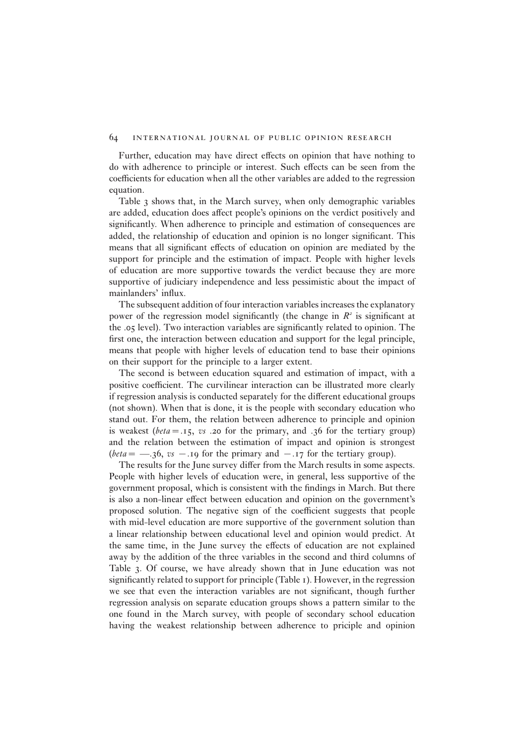Further, education may have direct effects on opinion that have nothing to do with adherence to principle or interest. Such effects can be seen from the coefficients for education when all the other variables are added to the regression equation.

Table 3 shows that, in the March survey, when only demographic variables are added, education does affect people's opinions on the verdict positively and significantly. When adherence to principle and estimation of consequences are added, the relationship of education and opinion is no longer significant. This means that all significant effects of education on opinion are mediated by the support for principle and the estimation of impact. People with higher levels of education are more supportive towards the verdict because they are more supportive of judiciary independence and less pessimistic about the impact of mainlanders' influx.

The subsequent addition of four interaction variables increases the explanatory power of the regression model significantly (the change in $R^2$ is significant at the .05 level). Two interaction variables are significantly related to opinion. The first one, the interaction between education and support for the legal principle, means that people with higher levels of education tend to base their opinions on their support for the principle to a larger extent.

The second is between education squared and estimation of impact, with a positive coefficient. The curvilinear interaction can be illustrated more clearly if regression analysis is conducted separately for the different educational groups (not shown). When that is done, it is the people with secondary education who stand out. For them, the relation between adherence to principle and opinion is weakest (*beta* = .15, *vs* .20 for the primary, and .36 for the tertiary group) and the relation between the estimation of impact and opinion is strongest (*beta* = —.36, *vs* −.19 for the primary and −.17 for the tertiary group).

The results for the June survey differ from the March results in some aspects. People with higher levels of education were, in general, less supportive of the government proposal, which is consistent with the findings in March. But there is also a non-linear effect between education and opinion on the government's proposed solution. The negative sign of the coefficient suggests that people with mid-level education are more supportive of the government solution than a linear relationship between educational level and opinion would predict. At the same time, in the June survey the effects of education are not explained away by the addition of the three variables in the second and third columns of Table 3. Of course, we have already shown that in June education was not significantly related to support for principle (Table 1). However, in the regression we see that even the interaction variables are not significant, though further regression analysis on separate education groups shows a pattern similar to the one found in the March survey, with people of secondary school education having the weakest relationship between adherence to priciple and opinion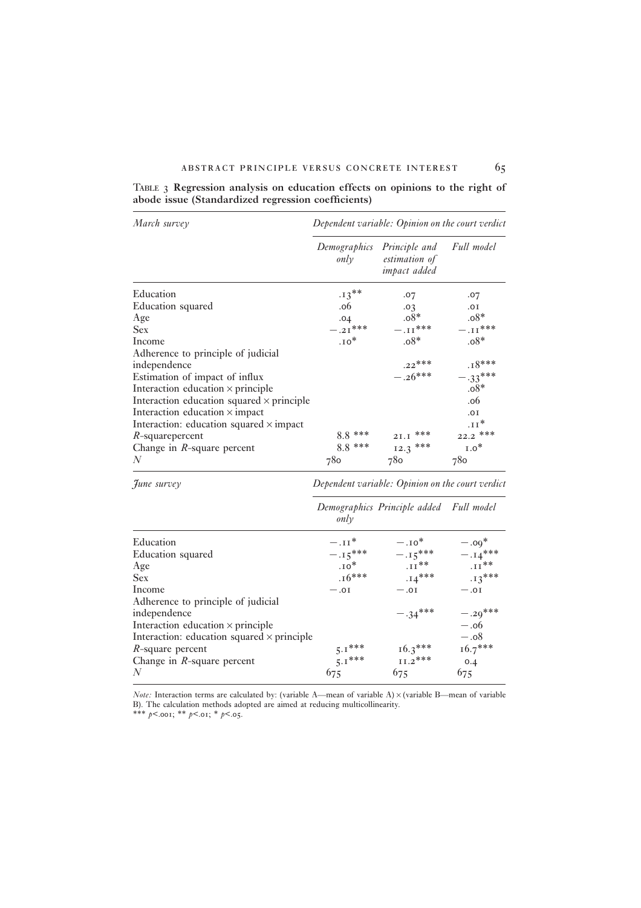Table 3 **Regression analysis on education effects on opinions to the right of abode issue (Standardized regression coefficients)**

| *March survey* | *Dependent variable: Opinion on the court verdict* | | |
|---|---|---|---|
| | *Demographics only* | *Principle and estimation of impact added* | *Full model* |
| Education | .13** | .07 | .07 |
| Education squared | .06 | .03 | .01 |
| Age | .04 | .08* | .08* |
| Sex | −.21*** | −.11*** | −.11*** |
| Income | .10* | .08* | .08* |
| Adherence to principle of judicial independence | | .22*** | .18*** |
| Estimation of impact of influx | | −.26*** | −.33*** |
| Interaction education × principle | | | .08* |
| Interaction education squared × principle | | | .06 |
| Interaction education × impact | | | .01 |
| Interaction: education squared × impact | | | .11* |
| $R$-squarepercent | 8.8 *** | 21.1 *** | 22.2 *** |
| Change in $R$-square percent | 8.8 *** | 12.3 *** | 1.0* |
| $N$ | 780 | 780 | 780 |

| *June survey* | *Dependent variable: Opinion on the court verdict* | | |
|---|---|---|---|
| | *Demographics only* | *Principle added* | *Full model* |
| Education | −.11* | −.10* | −.09* |
| Education squared | −.15*** | −.15*** | −.14*** |
| Age | .10* | .11** | .11** |
| Sex | .16*** | .14*** | .13*** |
| Income | −.01 | −.01 | −.01 |
| Adherence to principle of judicial independence | | −.34*** | −.29*** |
| Interaction education × principle | | | −.06 |
| Interaction: education squared × principle | | | −.08 |
| $R$-square percent | 5.1*** | 16.3*** | 16.7*** |
| Change in $R$-square percent | 5.1*** | 11.2*** | 0.4 |
| $N$ | 675 | 675 | 675 |

*Note:* Interaction terms are calculated by: (variable A—mean of variable A) × (variable B—mean of variable B). The calculation methods adopted are aimed at reducing multicollinearity.

*** $p<.001$; ** $p<.01$; * $p<.05$.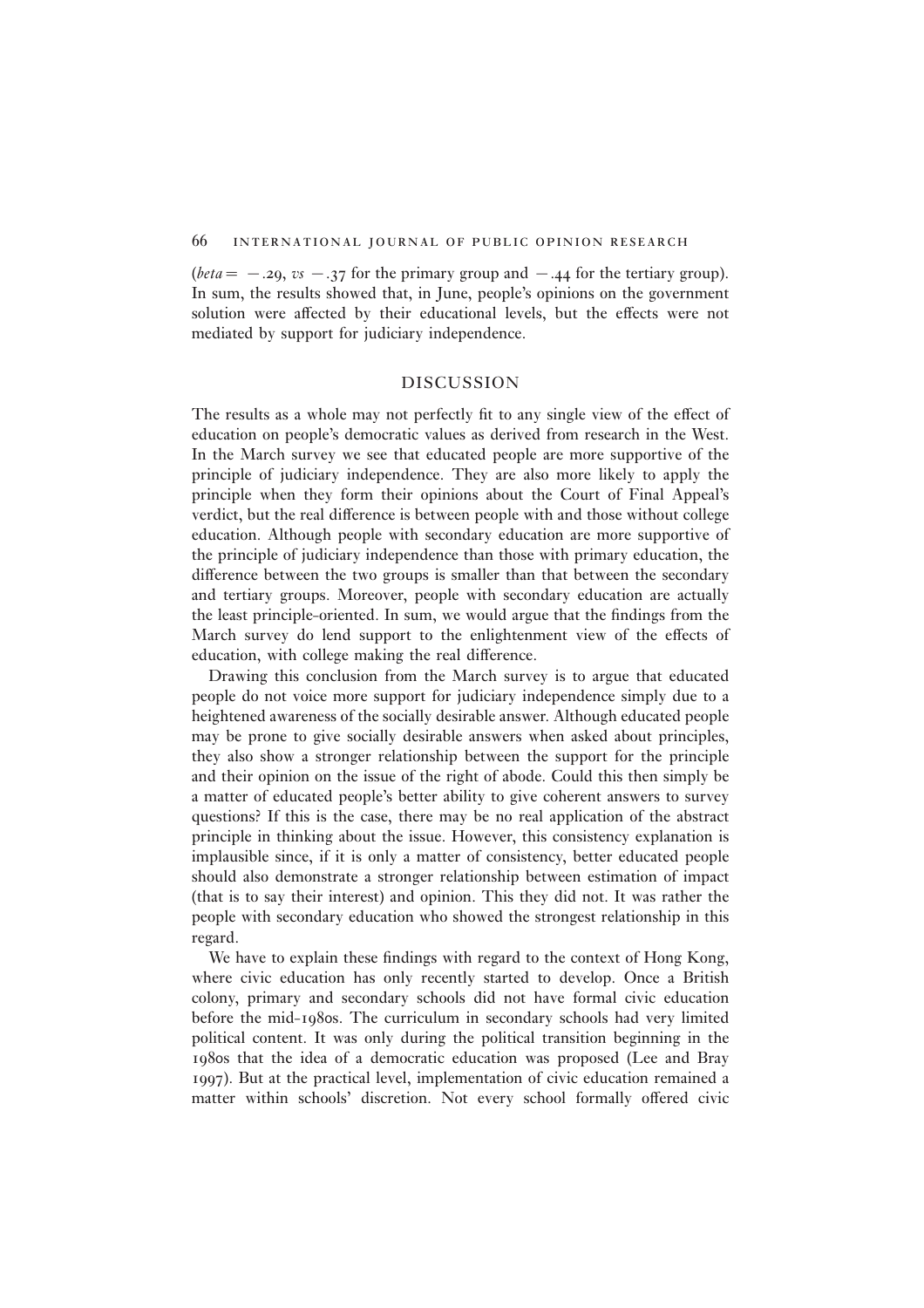(*beta* = −.29, *vs* −.37 for the primary group and −.44 for the tertiary group). In sum, the results showed that, in June, people's opinions on the government solution were affected by their educational levels, but the effects were not mediated by support for judiciary independence.

## DISCUSSION

The results as a whole may not perfectly fit to any single view of the effect of education on people's democratic values as derived from research in the West. In the March survey we see that educated people are more supportive of the principle of judiciary independence. They are also more likely to apply the principle when they form their opinions about the Court of Final Appeal's verdict, but the real difference is between people with and those without college education. Although people with secondary education are more supportive of the principle of judiciary independence than those with primary education, the difference between the two groups is smaller than that between the secondary and tertiary groups. Moreover, people with secondary education are actually the least principle-oriented. In sum, we would argue that the findings from the March survey do lend support to the enlightenment view of the effects of education, with college making the real difference.

Drawing this conclusion from the March survey is to argue that educated people do not voice more support for judiciary independence simply due to a heightened awareness of the socially desirable answer. Although educated people may be prone to give socially desirable answers when asked about principles, they also show a stronger relationship between the support for the principle and their opinion on the issue of the right of abode. Could this then simply be a matter of educated people's better ability to give coherent answers to survey questions? If this is the case, there may be no real application of the abstract principle in thinking about the issue. However, this consistency explanation is implausible since, if it is only a matter of consistency, better educated people should also demonstrate a stronger relationship between estimation of impact (that is to say their interest) and opinion. This they did not. It was rather the people with secondary education who showed the strongest relationship in this regard.

We have to explain these findings with regard to the context of Hong Kong, where civic education has only recently started to develop. Once a British colony, primary and secondary schools did not have formal civic education before the mid-1980s. The curriculum in secondary schools had very limited political content. It was only during the political transition beginning in the 1980s that the idea of a democratic education was proposed (Lee and Bray 1997). But at the practical level, implementation of civic education remained a matter within schools' discretion. Not every school formally offered civic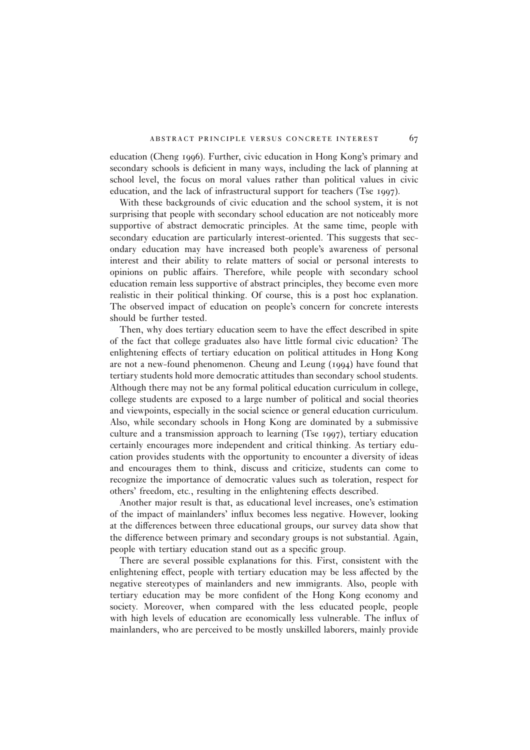education (Cheng 1996). Further, civic education in Hong Kong's primary and secondary schools is deficient in many ways, including the lack of planning at school level, the focus on moral values rather than political values in civic education, and the lack of infrastructural support for teachers (Tse 1997).

With these backgrounds of civic education and the school system, it is not surprising that people with secondary school education are not noticeably more supportive of abstract democratic principles. At the same time, people with secondary education are particularly interest-oriented. This suggests that secondary education may have increased both people's awareness of personal interest and their ability to relate matters of social or personal interests to opinions on public affairs. Therefore, while people with secondary school education remain less supportive of abstract principles, they become even more realistic in their political thinking. Of course, this is a post hoc explanation. The observed impact of education on people's concern for concrete interests should be further tested.

Then, why does tertiary education seem to have the effect described in spite of the fact that college graduates also have little formal civic education? The enlightening effects of tertiary education on political attitudes in Hong Kong are not a new-found phenomenon. Cheung and Leung (1994) have found that tertiary students hold more democratic attitudes than secondary school students. Although there may not be any formal political education curriculum in college, college students are exposed to a large number of political and social theories and viewpoints, especially in the social science or general education curriculum. Also, while secondary schools in Hong Kong are dominated by a submissive culture and a transmission approach to learning (Tse 1997), tertiary education certainly encourages more independent and critical thinking. As tertiary education provides students with the opportunity to encounter a diversity of ideas and encourages them to think, discuss and criticize, students can come to recognize the importance of democratic values such as toleration, respect for others' freedom, etc., resulting in the enlightening effects described.

Another major result is that, as educational level increases, one's estimation of the impact of mainlanders' influx becomes less negative. However, looking at the differences between three educational groups, our survey data show that the difference between primary and secondary groups is not substantial. Again, people with tertiary education stand out as a specific group.

There are several possible explanations for this. First, consistent with the enlightening effect, people with tertiary education may be less affected by the negative stereotypes of mainlanders and new immigrants. Also, people with tertiary education may be more confident of the Hong Kong economy and society. Moreover, when compared with the less educated people, people with high levels of education are economically less vulnerable. The influx of mainlanders, who are perceived to be mostly unskilled laborers, mainly provide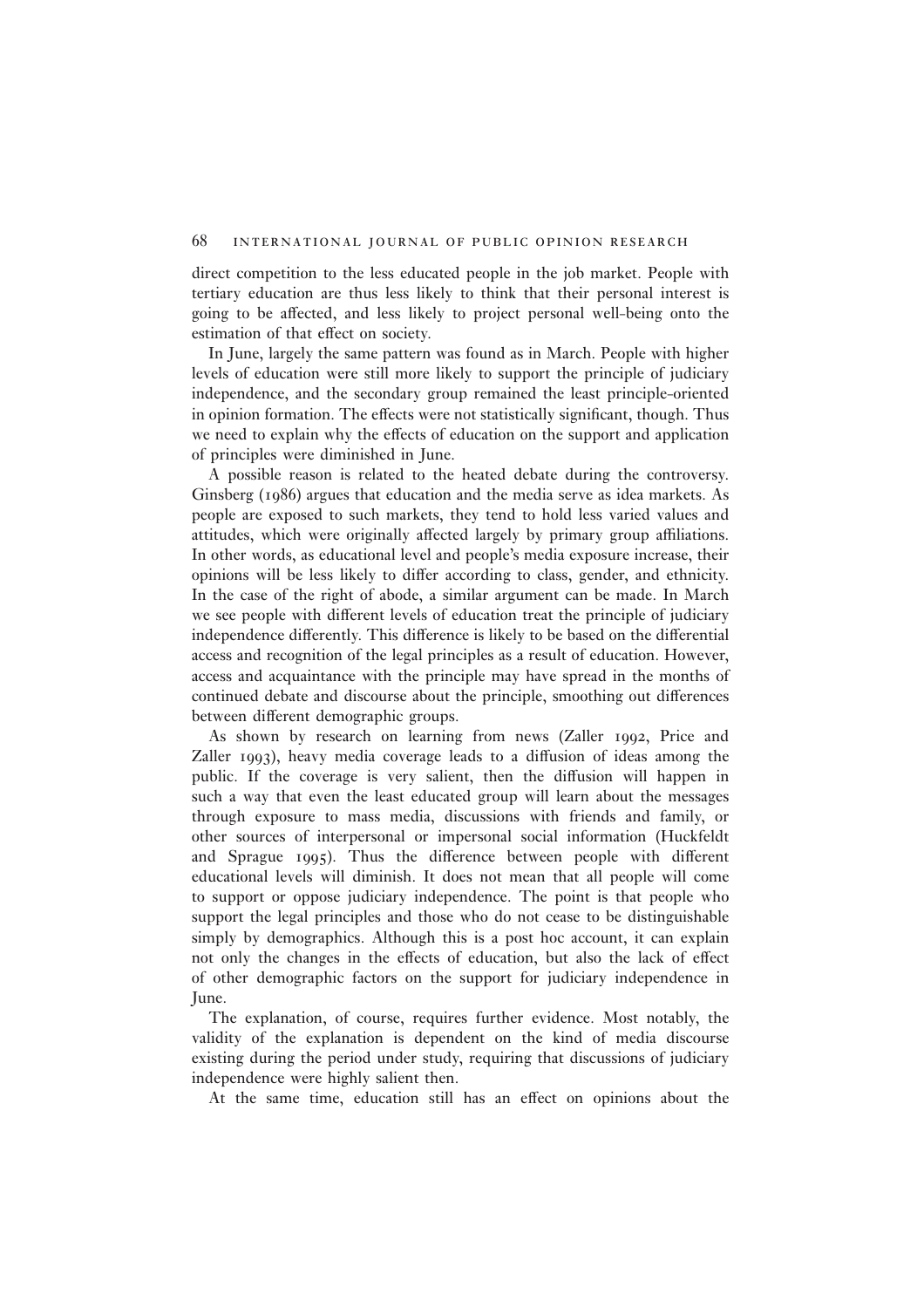direct competition to the less educated people in the job market. People with tertiary education are thus less likely to think that their personal interest is going to be affected, and less likely to project personal well-being onto the estimation of that effect on society.

In June, largely the same pattern was found as in March. People with higher levels of education were still more likely to support the principle of judiciary independence, and the secondary group remained the least principle-oriented in opinion formation. The effects were not statistically significant, though. Thus we need to explain why the effects of education on the support and application of principles were diminished in June.

A possible reason is related to the heated debate during the controversy. Ginsberg (1986) argues that education and the media serve as idea markets. As people are exposed to such markets, they tend to hold less varied values and attitudes, which were originally affected largely by primary group affiliations. In other words, as educational level and people's media exposure increase, their opinions will be less likely to differ according to class, gender, and ethnicity. In the case of the right of abode, a similar argument can be made. In March we see people with different levels of education treat the principle of judiciary independence differently. This difference is likely to be based on the differential access and recognition of the legal principles as a result of education. However, access and acquaintance with the principle may have spread in the months of continued debate and discourse about the principle, smoothing out differences between different demographic groups.

As shown by research on learning from news (Zaller 1992, Price and Zaller 1993), heavy media coverage leads to a diffusion of ideas among the public. If the coverage is very salient, then the diffusion will happen in such a way that even the least educated group will learn about the messages through exposure to mass media, discussions with friends and family, or other sources of interpersonal or impersonal social information (Huckfeldt and Sprague 1995). Thus the difference between people with different educational levels will diminish. It does not mean that all people will come to support or oppose judiciary independence. The point is that people who support the legal principles and those who do not cease to be distinguishable simply by demographics. Although this is a post hoc account, it can explain not only the changes in the effects of education, but also the lack of effect of other demographic factors on the support for judiciary independence in June.

The explanation, of course, requires further evidence. Most notably, the validity of the explanation is dependent on the kind of media discourse existing during the period under study, requiring that discussions of judiciary independence were highly salient then.

At the same time, education still has an effect on opinions about the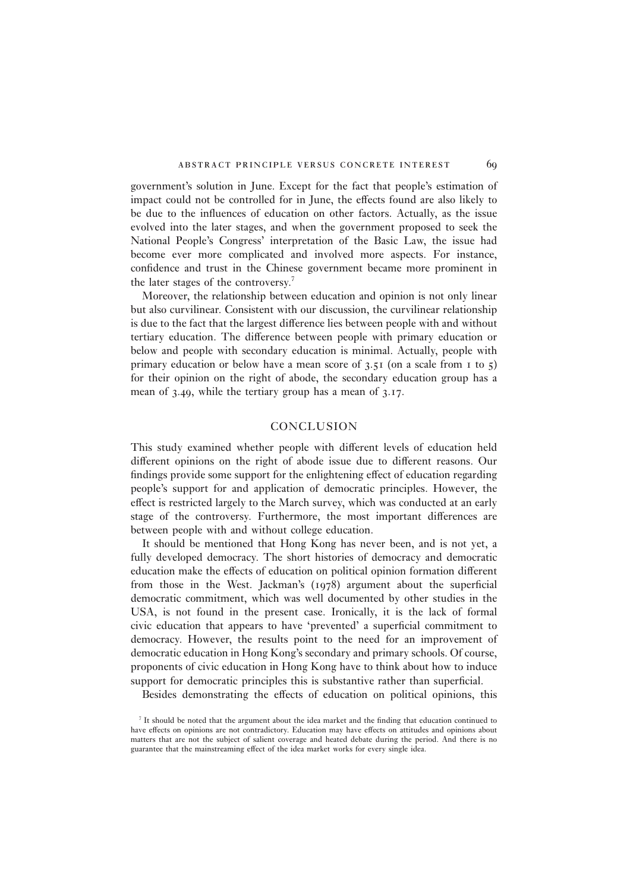government's solution in June. Except for the fact that people's estimation of impact could not be controlled for in June, the effects found are also likely to be due to the influences of education on other factors. Actually, as the issue evolved into the later stages, and when the government proposed to seek the National People's Congress' interpretation of the Basic Law, the issue had become ever more complicated and involved more aspects. For instance, confidence and trust in the Chinese government became more prominent in the later stages of the controversy.[7]

Moreover, the relationship between education and opinion is not only linear but also curvilinear. Consistent with our discussion, the curvilinear relationship is due to the fact that the largest difference lies between people with and without tertiary education. The difference between people with primary education or below and people with secondary education is minimal. Actually, people with primary education or below have a mean score of 3.51 (on a scale from 1 to 5) for their opinion on the right of abode, the secondary education group has a mean of 3.49, while the tertiary group has a mean of 3.17.

## CONCLUSION

This study examined whether people with different levels of education held different opinions on the right of abode issue due to different reasons. Our findings provide some support for the enlightening effect of education regarding people's support for and application of democratic principles. However, the effect is restricted largely to the March survey, which was conducted at an early stage of the controversy. Furthermore, the most important differences are between people with and without college education.

It should be mentioned that Hong Kong has never been, and is not yet, a fully developed democracy. The short histories of democracy and democratic education make the effects of education on political opinion formation different from those in the West. Jackman's (1978) argument about the superficial democratic commitment, which was well documented by other studies in the USA, is not found in the present case. Ironically, it is the lack of formal civic education that appears to have 'prevented' a superficial commitment to democracy. However, the results point to the need for an improvement of democratic education in Hong Kong's secondary and primary schools. Of course, proponents of civic education in Hong Kong have to think about how to induce support for democratic principles this is substantive rather than superficial.

Besides demonstrating the effects of education on political opinions, this

[7] It should be noted that the argument about the idea market and the finding that education continued to have effects on opinions are not contradictory. Education may have effects on attitudes and opinions about matters that are not the subject of salient coverage and heated debate during the period. And there is no guarantee that the mainstreaming effect of the idea market works for every single idea.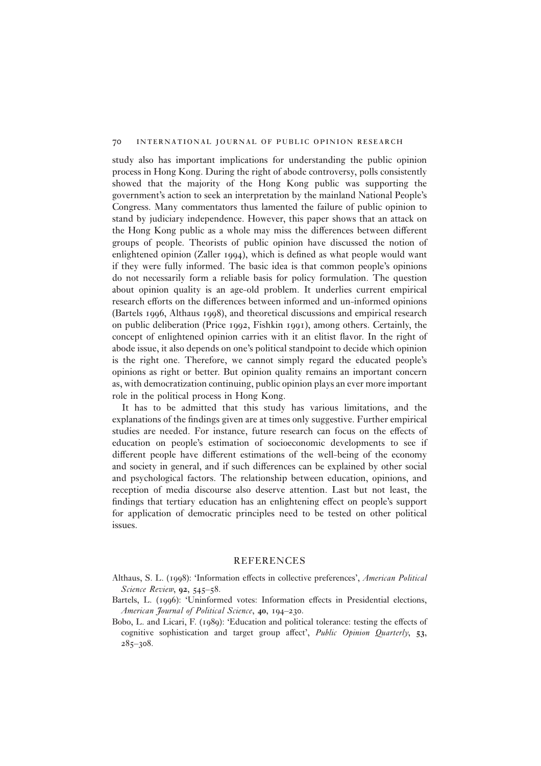study also has important implications for understanding the public opinion process in Hong Kong. During the right of abode controversy, polls consistently showed that the majority of the Hong Kong public was supporting the government's action to seek an interpretation by the mainland National People's Congress. Many commentators thus lamented the failure of public opinion to stand by judiciary independence. However, this paper shows that an attack on the Hong Kong public as a whole may miss the differences between different groups of people. Theorists of public opinion have discussed the notion of enlightened opinion (Zaller 1994), which is defined as what people would want if they were fully informed. The basic idea is that common people's opinions do not necessarily form a reliable basis for policy formulation. The question about opinion quality is an age-old problem. It underlies current empirical research efforts on the differences between informed and un-informed opinions (Bartels 1996, Althaus 1998), and theoretical discussions and empirical research on public deliberation (Price 1992, Fishkin 1991), among others. Certainly, the concept of enlightened opinion carries with it an elitist flavor. In the right of abode issue, it also depends on one's political standpoint to decide which opinion is the right one. Therefore, we cannot simply regard the educated people's opinions as right or better. But opinion quality remains an important concern as, with democratization continuing, public opinion plays an ever more important role in the political process in Hong Kong.

It has to be admitted that this study has various limitations, and the explanations of the findings given are at times only suggestive. Further empirical studies are needed. For instance, future research can focus on the effects of education on people's estimation of socioeconomic developments to see if different people have different estimations of the well-being of the economy and society in general, and if such differences can be explained by other social and psychological factors. The relationship between education, opinions, and reception of media discourse also deserve attention. Last but not least, the findings that tertiary education has an enlightening effect on people's support for application of democratic principles need to be tested on other political issues.

## REFERENCES

Althaus, S. L. (1998): 'Information effects in collective preferences', *American Political Science Review*, **92**, 545–58.

Bartels, L. (1996): 'Uninformed votes: Information effects in Presidential elections, *American Journal of Political Science*, **40**, 194–230.

Bobo, L. and Licari, F. (1989): 'Education and political tolerance: testing the effects of cognitive sophistication and target group affect', *Public Opinion Quarterly*, **53**, 285–308.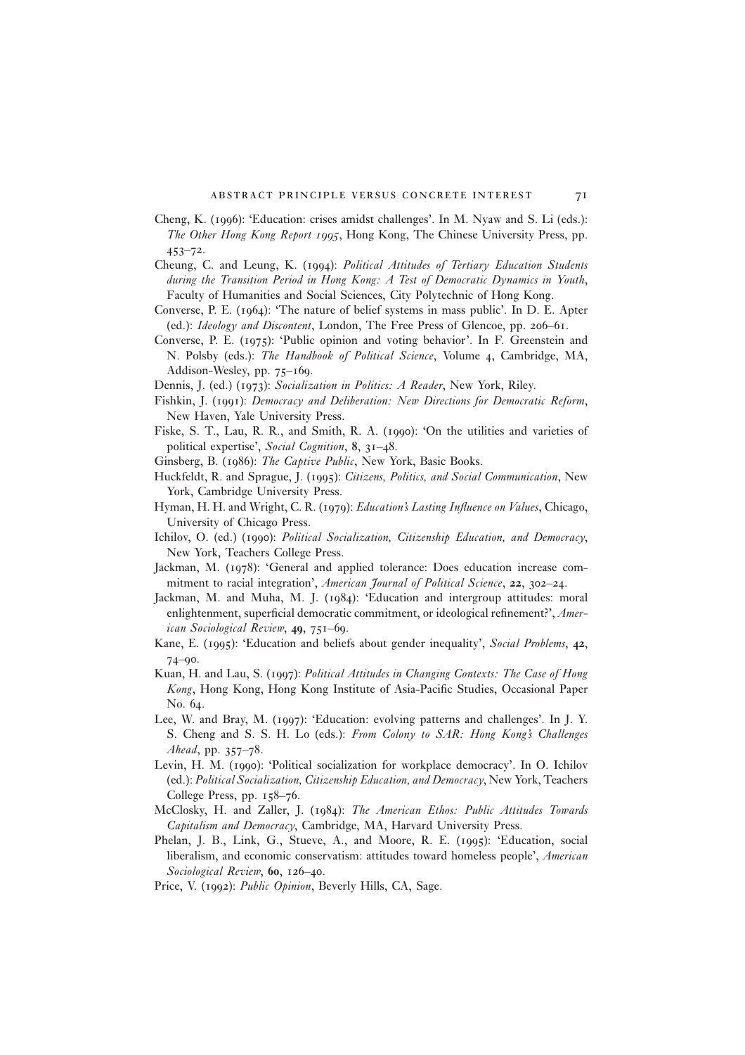Cheng, K. (1996): 'Education: crises amidst challenges'. In M. Nyaw and S. Li (eds.): *The Other Hong Kong Report 1995*, Hong Kong, The Chinese University Press, pp. 453–72.

Cheung, C. and Leung, K. (1994): *Political Attitudes of Tertiary Education Students during the Transition Period in Hong Kong: A Test of Democratic Dynamics in Youth*, Faculty of Humanities and Social Sciences, City Polytechnic of Hong Kong.

Converse, P. E. (1964): 'The nature of belief systems in mass public'. In D. E. Apter (ed.): *Ideology and Discontent*, London, The Free Press of Glencoe, pp. 206–61.

Converse, P. E. (1975): 'Public opinion and voting behavior'. In F. Greenstein and N. Polsby (eds.): *The Handbook of Political Science*, Volume 4, Cambridge, MA, Addison-Wesley, pp. 75–169.

Dennis, J. (ed.) (1973): *Socialization in Politics: A Reader*, New York, Riley.

Fishkin, J. (1991): *Democracy and Deliberation: New Directions for Democratic Reform*, New Haven, Yale University Press.

Fiske, S. T., Lau, R. R., and Smith, R. A. (1990): 'On the utilities and varieties of political expertise', *Social Cognition*, **8**, 31–48.

Ginsberg, B. (1986): *The Captive Public*, New York, Basic Books.

Huckfeldt, R. and Sprague, J. (1995): *Citizens, Politics, and Social Communication*, New York, Cambridge University Press.

Hyman, H. H. and Wright, C. R. (1979): *Education's Lasting Influence on Values*, Chicago, University of Chicago Press.

Ichilov, O. (ed.) (1990): *Political Socialization, Citizenship Education, and Democracy*, New York, Teachers College Press.

Jackman, M. (1978): 'General and applied tolerance: Does education increase commitment to racial integration', *American Journal of Political Science*, **22**, 302–24.

Jackman, M. and Muha, M. J. (1984): 'Education and intergroup attitudes: moral enlightenment, superficial democratic commitment, or ideological refinement?', *American Sociological Review*, **49**, 751–69.

Kane, E. (1995): 'Education and beliefs about gender inequality', *Social Problems*, **42**, 74–90.

Kuan, H. and Lau, S. (1997): *Political Attitudes in Changing Contexts: The Case of Hong Kong*, Hong Kong, Hong Kong Institute of Asia-Pacific Studies, Occasional Paper No. 64.

Lee, W. and Bray, M. (1997): 'Education: evolving patterns and challenges'. In J. Y. S. Cheng and S. S. H. Lo (eds.): *From Colony to SAR: Hong Kong's Challenges Ahead*, pp. 357–78.

Levin, H. M. (1990): 'Political socialization for workplace democracy'. In O. Ichilov (ed.): *Political Socialization, Citizenship Education, and Democracy*, New York, Teachers College Press, pp. 158–76.

McClosky, H. and Zaller, J. (1984): *The American Ethos: Public Attitudes Towards Capitalism and Democracy*, Cambridge, MA, Harvard University Press.

Phelan, J. B., Link, G., Stueve, A., and Moore, R. E. (1995): 'Education, social liberalism, and economic conservatism: attitudes toward homeless people', *American Sociological Review*, **60**, 126–40.

Price, V. (1992): *Public Opinion*, Beverly Hills, CA, Sage.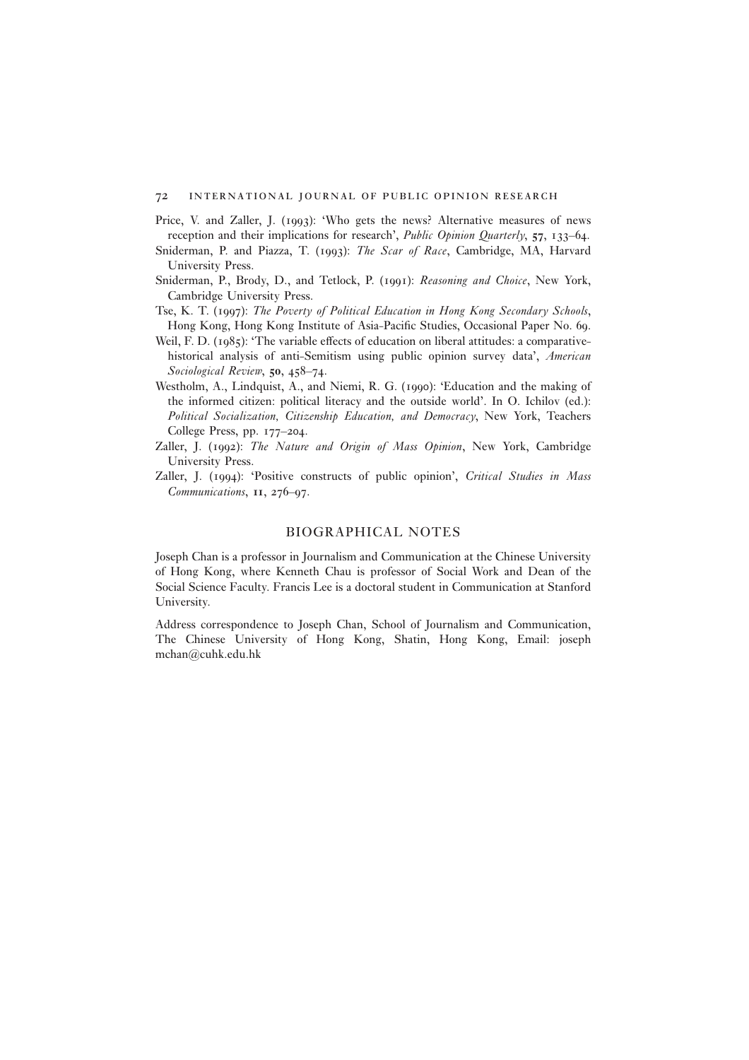Price, V. and Zaller, J. (1993): 'Who gets the news? Alternative measures of news reception and their implications for research', *Public Opinion Quarterly*, **57**, 133–64.

Sniderman, P. and Piazza, T. (1993): *The Scar of Race*, Cambridge, MA, Harvard University Press.

Sniderman, P., Brody, D., and Tetlock, P. (1991): *Reasoning and Choice*, New York, Cambridge University Press.

Tse, K. T. (1997): *The Poverty of Political Education in Hong Kong Secondary Schools*, Hong Kong, Hong Kong Institute of Asia-Pacific Studies, Occasional Paper No. 69.

Weil, F. D. (1985): 'The variable effects of education on liberal attitudes: a comparative-historical analysis of anti-Semitism using public opinion survey data', *American Sociological Review*, **50**, 458–74.

Westholm, A., Lindquist, A., and Niemi, R. G. (1990): 'Education and the making of the informed citizen: political literacy and the outside world'. In O. Ichilov (ed.): *Political Socialization, Citizenship Education, and Democracy*, New York, Teachers College Press, pp. 177–204.

Zaller, J. (1992): *The Nature and Origin of Mass Opinion*, New York, Cambridge University Press.

Zaller, J. (1994): 'Positive constructs of public opinion', *Critical Studies in Mass Communications*, **11**, 276–97.

## BIOGRAPHICAL NOTES

Joseph Chan is a professor in Journalism and Communication at the Chinese University of Hong Kong, where Kenneth Chau is professor of Social Work and Dean of the Social Science Faculty. Francis Lee is a doctoral student in Communication at Stanford University.

Address correspondence to Joseph Chan, School of Journalism and Communication, The Chinese University of Hong Kong, Shatin, Hong Kong, Email: joseph mchan@cuhk.edu.hk